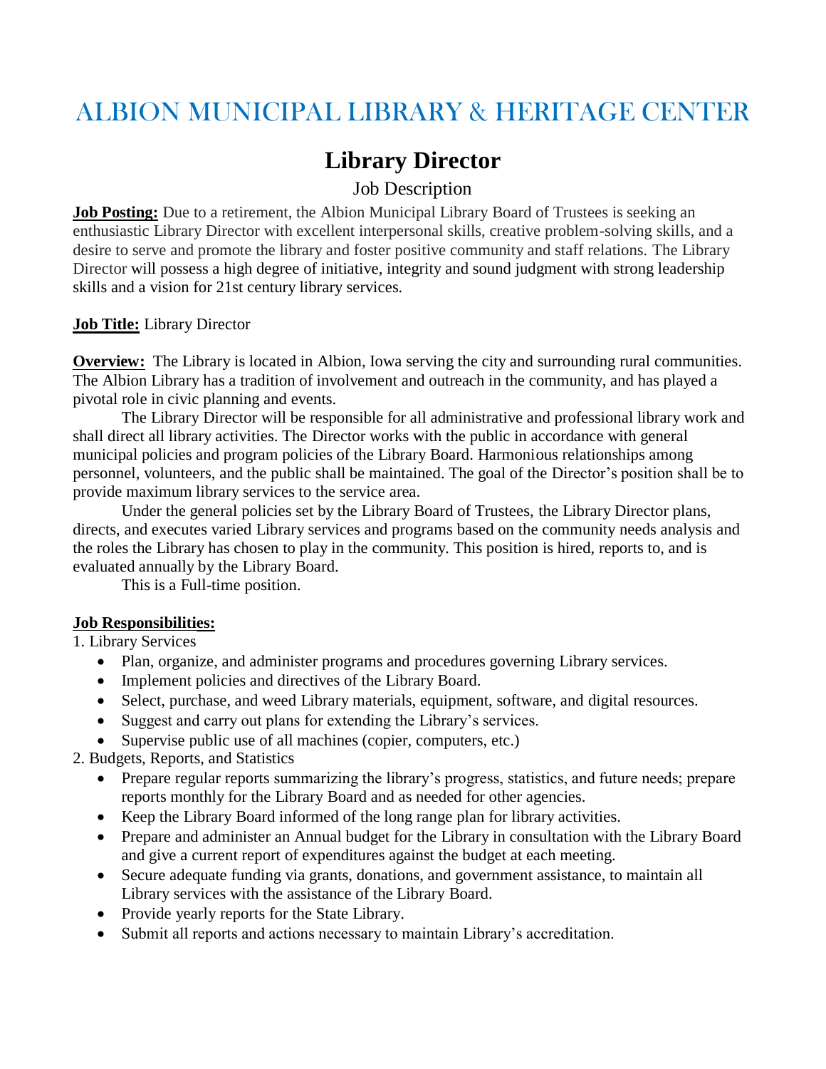# ALBION MUNICIPAL LIBRARY & HERITAGE CENTER

## Library Director

Job Description

**Job Posting:** Due to a retirement, the Albion Municipal Library Board of Trustees is seeking an enthusiastic Library Director with excellent interpersonal skills, creative problem-solving skills, and a desire to serve and promote the library and foster positive community and staff relations. The Library Director will possess a high degree of initiative, integrity and sound judgment with strong leadership skills and a vision for 21st century library services.

**Job Title:** Library Director

**Overview:** The Library is located in Albion, Iowa serving the city and surrounding rural communities. The Albion Library has a tradition of involvement and outreach in the community, and has played a pivotal role in civic planning and events.

The Library Director will be responsible for all administrative and professional library work and shall direct all library activities. The Director works with the public in accordance with general municipal policies and program policies of the Library Board. Harmonious relationships among personnel, volunteers, and the public shall be maintained. The goal of the Director's position shall be to provide maximum library services to the service area.

Under the general policies set by the Library Board of Trustees, the Library Director plans, directs, and executes varied Library services and programs based on the community needs analysis and the roles the Library has chosen to play in the community. This position is hired, reports to, and is evaluated annually by the Library Board.

This is a Full-time position.

**Job Responsibilities:**

1. Library Services
   - Plan, organize, and administer programs and procedures governing Library services.
   - Implement policies and directives of the Library Board.
   - Select, purchase, and weed Library materials, equipment, software, and digital resources.
   - Suggest and carry out plans for extending the Library's services.
   - Supervise public use of all machines (copier, computers, etc.)
2. Budgets, Reports, and Statistics
   - Prepare regular reports summarizing the library's progress, statistics, and future needs; prepare reports monthly for the Library Board and as needed for other agencies.
   - Keep the Library Board informed of the long range plan for library activities.
   - Prepare and administer an Annual budget for the Library in consultation with the Library Board and give a current report of expenditures against the budget at each meeting.
   - Secure adequate funding via grants, donations, and government assistance, to maintain all Library services with the assistance of the Library Board.
   - Provide yearly reports for the State Library.
   - Submit all reports and actions necessary to maintain Library's accreditation.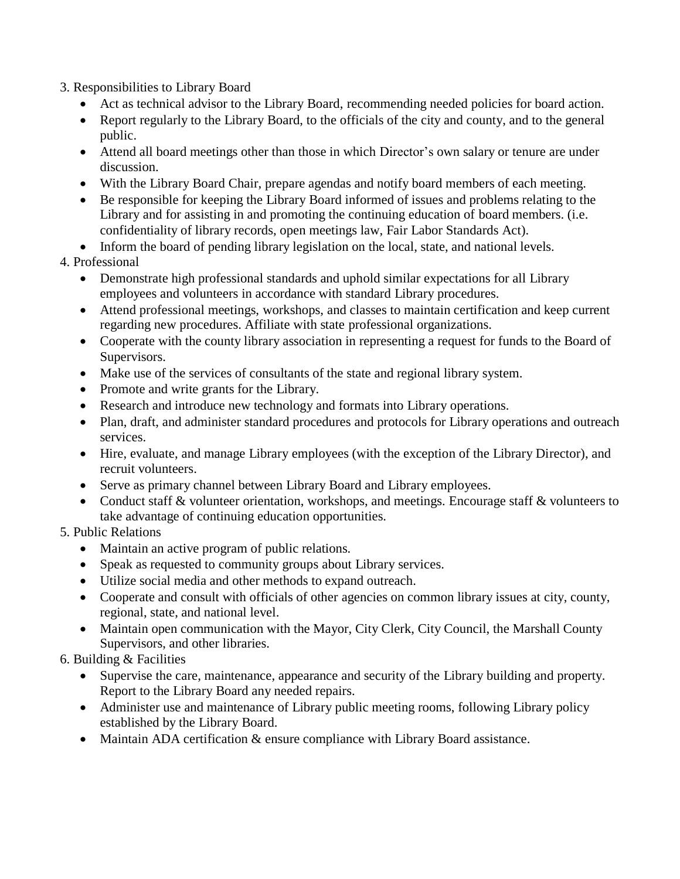3. Responsibilities to Library Board
    - Act as technical advisor to the Library Board, recommending needed policies for board action.
    - Report regularly to the Library Board, to the officials of the city and county, and to the general public.
    - Attend all board meetings other than those in which Director's own salary or tenure are under discussion.
    - With the Library Board Chair, prepare agendas and notify board members of each meeting.
    - Be responsible for keeping the Library Board informed of issues and problems relating to the Library and for assisting in and promoting the continuing education of board members. (i.e. confidentiality of library records, open meetings law, Fair Labor Standards Act).
    - Inform the board of pending library legislation on the local, state, and national levels.
4. Professional
    - Demonstrate high professional standards and uphold similar expectations for all Library employees and volunteers in accordance with standard Library procedures.
    - Attend professional meetings, workshops, and classes to maintain certification and keep current regarding new procedures. Affiliate with state professional organizations.
    - Cooperate with the county library association in representing a request for funds to the Board of Supervisors.
    - Make use of the services of consultants of the state and regional library system.
    - Promote and write grants for the Library.
    - Research and introduce new technology and formats into Library operations.
    - Plan, draft, and administer standard procedures and protocols for Library operations and outreach services.
    - Hire, evaluate, and manage Library employees (with the exception of the Library Director), and recruit volunteers.
    - Serve as primary channel between Library Board and Library employees.
    - Conduct staff & volunteer orientation, workshops, and meetings. Encourage staff & volunteers to take advantage of continuing education opportunities.
5. Public Relations
    - Maintain an active program of public relations.
    - Speak as requested to community groups about Library services.
    - Utilize social media and other methods to expand outreach.
    - Cooperate and consult with officials of other agencies on common library issues at city, county, regional, state, and national level.
    - Maintain open communication with the Mayor, City Clerk, City Council, the Marshall County Supervisors, and other libraries.
6. Building & Facilities
    - Supervise the care, maintenance, appearance and security of the Library building and property. Report to the Library Board any needed repairs.
    - Administer use and maintenance of Library public meeting rooms, following Library policy established by the Library Board.
    - Maintain ADA certification & ensure compliance with Library Board assistance.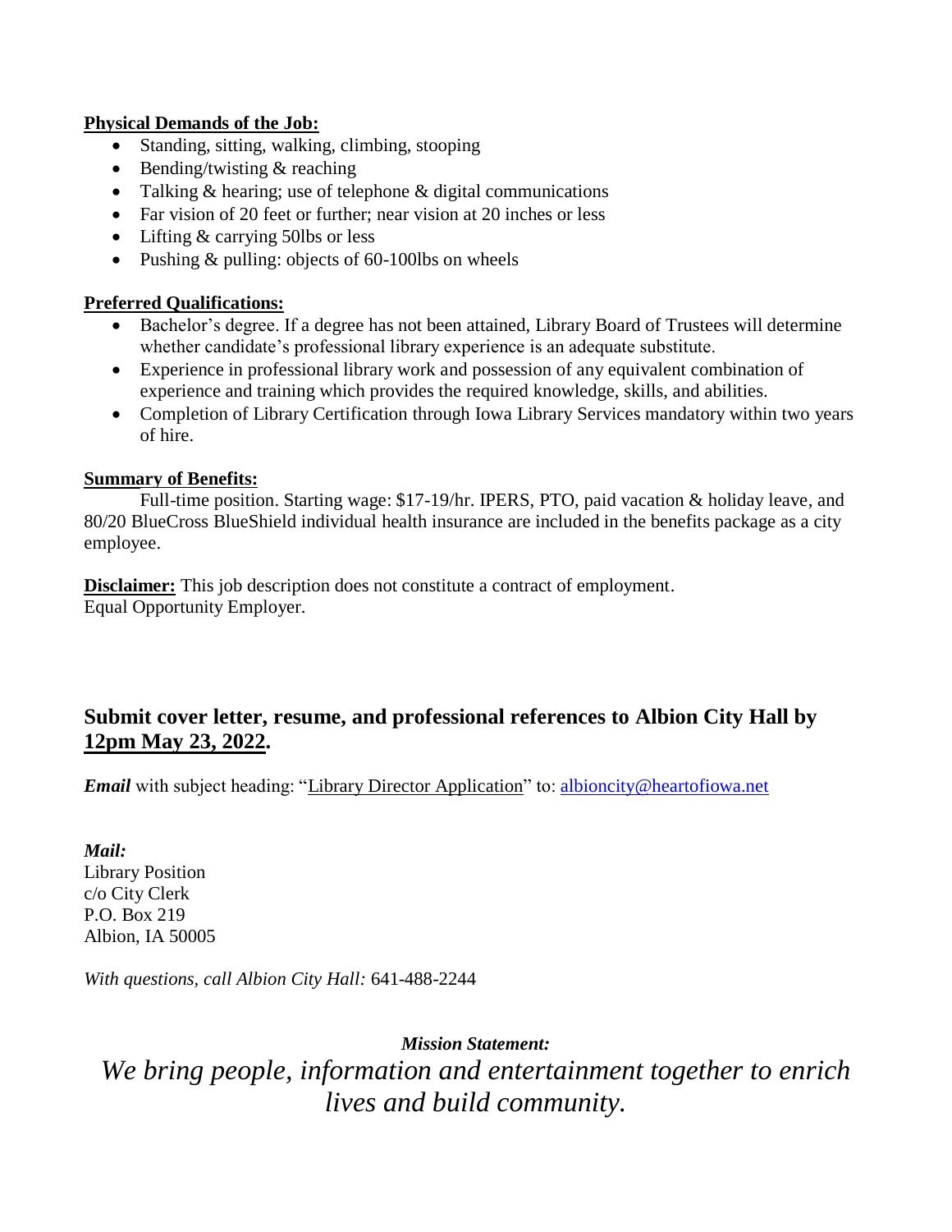**Physical Demands of the Job:**

- Standing, sitting, walking, climbing, stooping
- Bending/twisting & reaching
- Talking & hearing; use of telephone & digital communications
- Far vision of 20 feet or further; near vision at 20 inches or less
- Lifting & carrying 50lbs or less
- Pushing & pulling: objects of 60-100lbs on wheels

**Preferred Qualifications:**

- Bachelor's degree. If a degree has not been attained, Library Board of Trustees will determine whether candidate's professional library experience is an adequate substitute.
- Experience in professional library work and possession of any equivalent combination of experience and training which provides the required knowledge, skills, and abilities.
- Completion of Library Certification through Iowa Library Services mandatory within two years of hire.

**Summary of Benefits:**

Full-time position. Starting wage: $17-19/hr. IPERS, PTO, paid vacation & holiday leave, and 80/20 BlueCross BlueShield individual health insurance are included in the benefits package as a city employee.

**Disclaimer:** This job description does not constitute a contract of employment.
Equal Opportunity Employer.

## Submit cover letter, resume, and professional references to Albion City Hall by 12pm May 23, 2022.

***Email*** with subject heading: "Library Director Application" to: albioncity@heartofiowa.net

***Mail:***
Library Position
c/o City Clerk
P.O. Box 219
Albion, IA 50005

*With questions, call Albion City Hall:* 641-488-2244

***Mission Statement:***

*We bring people, information and entertainment together to enrich lives and build community.*